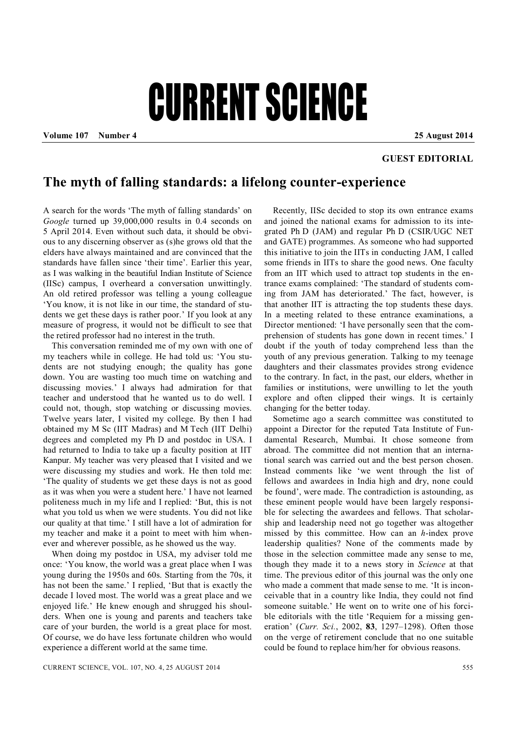# CURRENT SCIENCE

**GUEST EDITORIAL**

## The myth of falling standards: a lifelong counter-experience

A search for the words 'The myth of falling standards' on *Google* turned up 39,000,000 results in 0.4 seconds on 5 April 2014. Even without such data, it should be obvious to any discerning observer as (s)he grows old that the elders have always maintained and are convinced that the standards have fallen since 'their time'. Earlier this year, as I was walking in the beautiful Indian Institute of Science (IISc) campus, I overheard a conversation unwittingly. An old retired professor was telling a young colleague 'You know, it is not like in our time, the standard of students we get these days is rather poor.' If you look at any measure of progress, it would not be difficult to see that the retired professor had no interest in the truth.

This conversation reminded me of my own with one of my teachers while in college. He had told us: 'You students are not studying enough; the quality has gone down. You are wasting too much time on watching and discussing movies.' I always had admiration for that teacher and understood that he wanted us to do well. I could not, though, stop watching or discussing movies. Twelve years later, I visited my college. By then I had obtained my M Sc (IIT Madras) and M Tech (IIT Delhi) degrees and completed my Ph D and postdoc in USA. I had returned to India to take up a faculty position at IIT Kanpur. My teacher was very pleased that I visited and we were discussing my studies and work. He then told me: 'The quality of students we get these days is not as good as it was when you were a student here.' I have not learned politeness much in my life and I replied: 'But, this is not what you told us when we were students. You did not like our quality at that time.' I still have a lot of admiration for my teacher and make it a point to meet with him whenever and wherever possible, as he showed us the way.

When doing my postdoc in USA, my adviser told me once: 'You know, the world was a great place when I was young during the 1950s and 60s. Starting from the 70s, it has not been the same.' I replied, 'But that is exactly the decade I loved most. The world was a great place and we enjoyed life.' He knew enough and shrugged his shoulders. When one is young and parents and teachers take care of your burden, the world is a great place for most. Of course, we do have less fortunate children who would experience a different world at the same time.

Recently, IISc decided to stop its own entrance exams and joined the national exams for admission to its integrated Ph D (JAM) and regular Ph D (CSIR/UGC NET and GATE) programmes. As someone who had supported this initiative to join the IITs in conducting JAM, I called some friends in IITs to share the good news. One faculty from an IIT which used to attract top students in the entrance exams complained: 'The standard of students coming from JAM has deteriorated.' The fact, however, is that another IIT is attracting the top students these days. In a meeting related to these entrance examinations, a Director mentioned: 'I have personally seen that the comprehension of students has gone down in recent times.' I doubt if the youth of today comprehend less than the youth of any previous generation. Talking to my teenage daughters and their classmates provides strong evidence to the contrary. In fact, in the past, our elders, whether in families or institutions, were unwilling to let the youth explore and often clipped their wings. It is certainly changing for the better today.

Sometime ago a search committee was constituted to appoint a Director for the reputed Tata Institute of Fundamental Research, Mumbai. It chose someone from abroad. The committee did not mention that an international search was carried out and the best person chosen. Instead comments like 'we went through the list of fellows and awardees in India high and dry, none could be found', were made. The contradiction is astounding, as these eminent people would have been largely responsible for selecting the awardees and fellows. That scholarship and leadership need not go together was altogether missed by this committee. How can an *h*-index prove leadership qualities? None of the comments made by those in the selection committee made any sense to me, though they made it to a news story in *Science* at that time. The previous editor of this journal was the only one who made a comment that made sense to me. 'It is inconceivable that in a country like India, they could not find someone suitable.' He went on to write one of his forcible editorials with the title 'Requiem for a missing generation' (*Curr. Sci.*, 2002, **83**, 1297–1298). Often those on the verge of retirement conclude that no one suitable could be found to replace him/her for obvious reasons.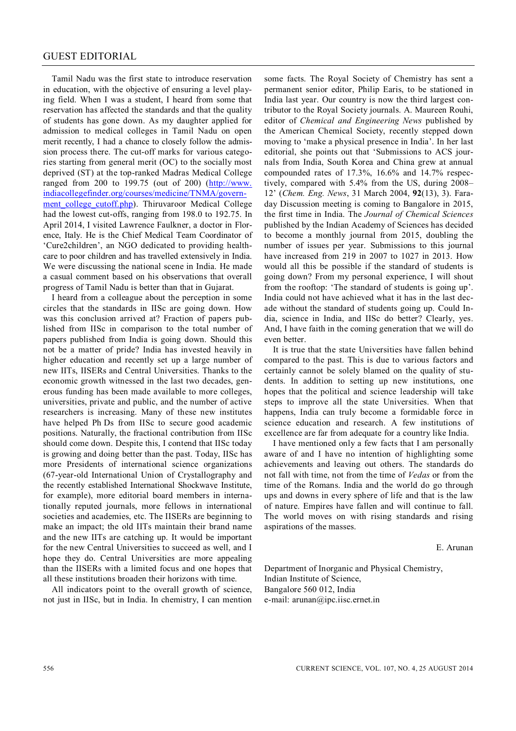# GUEST EDITORIAL

Tamil Nadu was the first state to introduce reservation in education, with the objective of ensuring a level playing field. When I was a student, I heard from some that reservation has affected the standards and that the quality of students has gone down. As my daughter applied for admission to medical colleges in Tamil Nadu on open merit recently, I had a chance to closely follow the admission process there. The cut-off marks for various categories starting from general merit (OC) to the socially most deprived (ST) at the top-ranked Madras Medical College ranged from 200 to 199.75 (out of 200) (http://www.indiacollegefinder.org/courses/medicine/TNMA/government_college_cutoff.php). Thiruvaroor Medical College had the lowest cut-offs, ranging from 198.0 to 192.75. In April 2014, I visited Lawrence Faulkner, a doctor in Florence, Italy. He is the Chief Medical Team Coordinator of 'Cure2children', an NGO dedicated to providing healthcare to poor children and has travelled extensively in India. We were discussing the national scene in India. He made a casual comment based on his observations that overall progress of Tamil Nadu is better than that in Gujarat.

I heard from a colleague about the perception in some circles that the standards in IISc are going down. How was this conclusion arrived at? Fraction of papers published from IISc in comparison to the total number of papers published from India is going down. Should this not be a matter of pride? India has invested heavily in higher education and recently set up a large number of new IITs, IISERs and Central Universities. Thanks to the economic growth witnessed in the last two decades, generous funding has been made available to more colleges, universities, private and public, and the number of active researchers is increasing. Many of these new institutes have helped Ph Ds from IISc to secure good academic positions. Naturally, the fractional contribution from IISc should come down. Despite this, I contend that IISc today is growing and doing better than the past. Today, IISc has more Presidents of international science organizations (67-year-old International Union of Crystallography and the recently established International Shockwave Institute, for example), more editorial board members in internationally reputed journals, more fellows in international societies and academies, etc. The IISERs are beginning to make an impact; the old IITs maintain their brand name and the new IITs are catching up. It would be important for the new Central Universities to succeed as well, and I hope they do. Central Universities are more appealing than the IISERs with a limited focus and one hopes that all these institutions broaden their horizons with time.

All indicators point to the overall growth of science, not just in IISc, but in India. In chemistry, I can mention some facts. The Royal Society of Chemistry has sent a permanent senior editor, Philip Earis, to be stationed in India last year. Our country is now the third largest contributor to the Royal Society journals. A. Maureen Rouhi, editor of *Chemical and Engineering News* published by the American Chemical Society, recently stepped down moving to 'make a physical presence in India'. In her last editorial, she points out that 'Submissions to ACS journals from India, South Korea and China grew at annual compounded rates of 17.3%, 16.6% and 14.7% respectively, compared with 5.4% from the US, during 2008–12' (*Chem. Eng. News*, 31 March 2004, **92**(13), 3). Faraday Discussion meeting is coming to Bangalore in 2015, the first time in India. The *Journal of Chemical Sciences* published by the Indian Academy of Sciences has decided to become a monthly journal from 2015, doubling the number of issues per year. Submissions to this journal have increased from 219 in 2007 to 1027 in 2013. How would all this be possible if the standard of students is going down? From my personal experience, I will shout from the rooftop: 'The standard of students is going up'. India could not have achieved what it has in the last decade without the standard of students going up. Could India, science in India, and IISc do better? Clearly, yes. And, I have faith in the coming generation that we will do even better.

It is true that the state Universities have fallen behind compared to the past. This is due to various factors and certainly cannot be solely blamed on the quality of students. In addition to setting up new institutions, one hopes that the political and science leadership will take steps to improve all the state Universities. When that happens, India can truly become a formidable force in science education and research. A few institutions of excellence are far from adequate for a country like India.

I have mentioned only a few facts that I am personally aware of and I have no intention of highlighting some achievements and leaving out others. The standards do not fall with time, not from the time of *Vedas* or from the time of the Romans. India and the world do go through ups and downs in every sphere of life and that is the law of nature. Empires have fallen and will continue to fall. The world moves on with rising standards and rising aspirations of the masses.

E. Arunan

Department of Inorganic and Physical Chemistry,
Indian Institute of Science,
Bangalore 560 012, India
e-mail: arunan@ipc.iisc.ernet.in